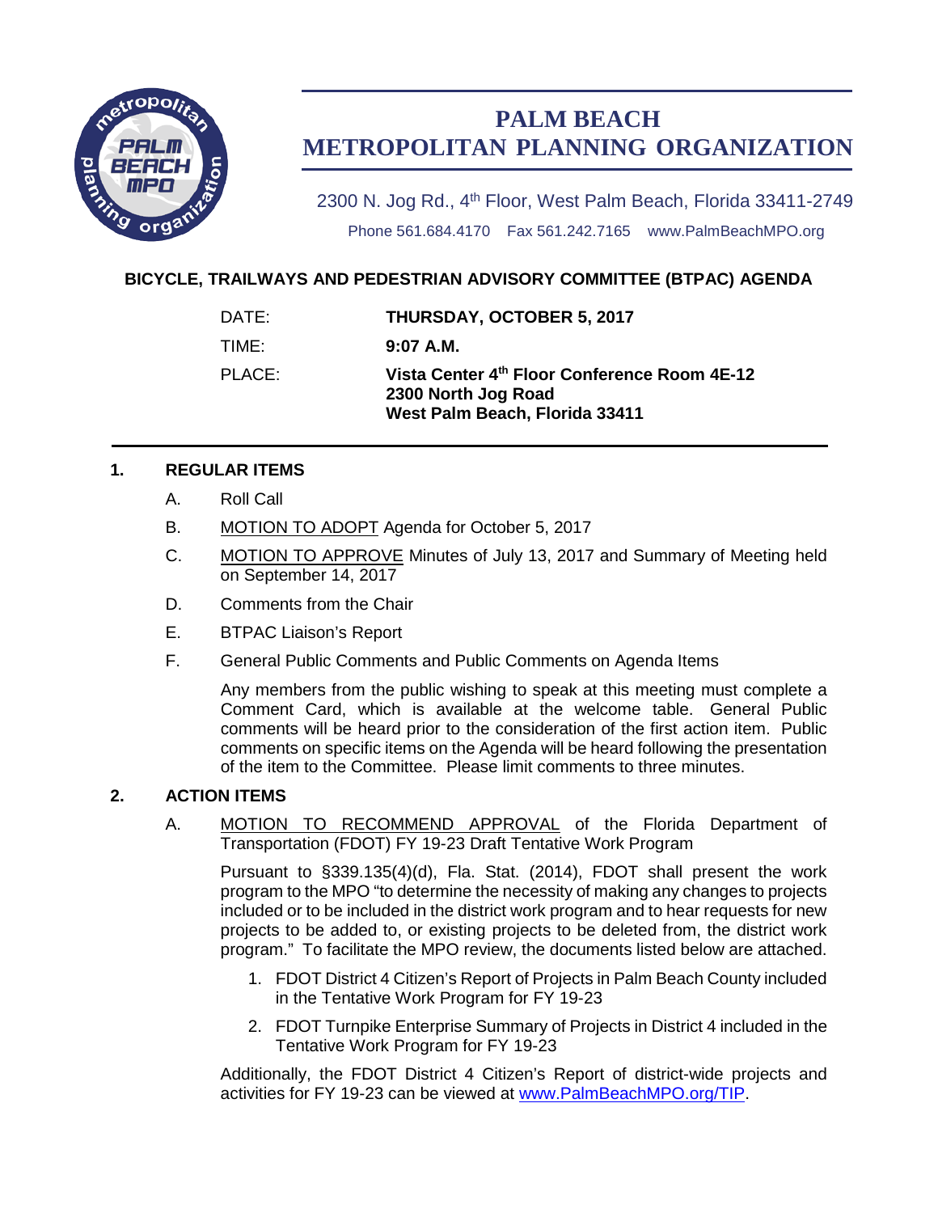# PALM BEACH METROPOLITAN PLANNING ORGANIZATION

2300 N. Jog Rd., 4th Floor, West Palm Beach, Florida 33411-2749

Phone 561.684.4170 Fax 561.242.7165 www.PalmBeachMPO.org

## BICYCLE, TRAILWAYS AND PEDESTRIAN ADVISORY COMMITTEE (BTPAC) AGENDA

| | |
|---|---|
| DATE: | **THURSDAY, OCTOBER 5, 2017** |
| TIME: | **9:07 A.M.** |
| PLACE: | **Vista Center 4th Floor Conference Room 4E-12**<br>**2300 North Jog Road**<br>**West Palm Beach, Florida 33411** |

### 1. REGULAR ITEMS

A. Roll Call

B. MOTION TO ADOPT Agenda for October 5, 2017

C. MOTION TO APPROVE Minutes of July 13, 2017 and Summary of Meeting held on September 14, 2017

D. Comments from the Chair

E. BTPAC Liaison's Report

F. General Public Comments and Public Comments on Agenda Items

Any members from the public wishing to speak at this meeting must complete a Comment Card, which is available at the welcome table. General Public comments will be heard prior to the consideration of the first action item. Public comments on specific items on the Agenda will be heard following the presentation of the item to the Committee. Please limit comments to three minutes.

### 2. ACTION ITEMS

A. MOTION TO RECOMMEND APPROVAL of the Florida Department of Transportation (FDOT) FY 19-23 Draft Tentative Work Program

Pursuant to §339.135(4)(d), Fla. Stat. (2014), FDOT shall present the work program to the MPO "to determine the necessity of making any changes to projects included or to be included in the district work program and to hear requests for new projects to be added to, or existing projects to be deleted from, the district work program." To facilitate the MPO review, the documents listed below are attached.

1. FDOT District 4 Citizen's Report of Projects in Palm Beach County included in the Tentative Work Program for FY 19-23
2. FDOT Turnpike Enterprise Summary of Projects in District 4 included in the Tentative Work Program for FY 19-23

Additionally, the FDOT District 4 Citizen's Report of district-wide projects and activities for FY 19-23 can be viewed at www.PalmBeachMPO.org/TIP.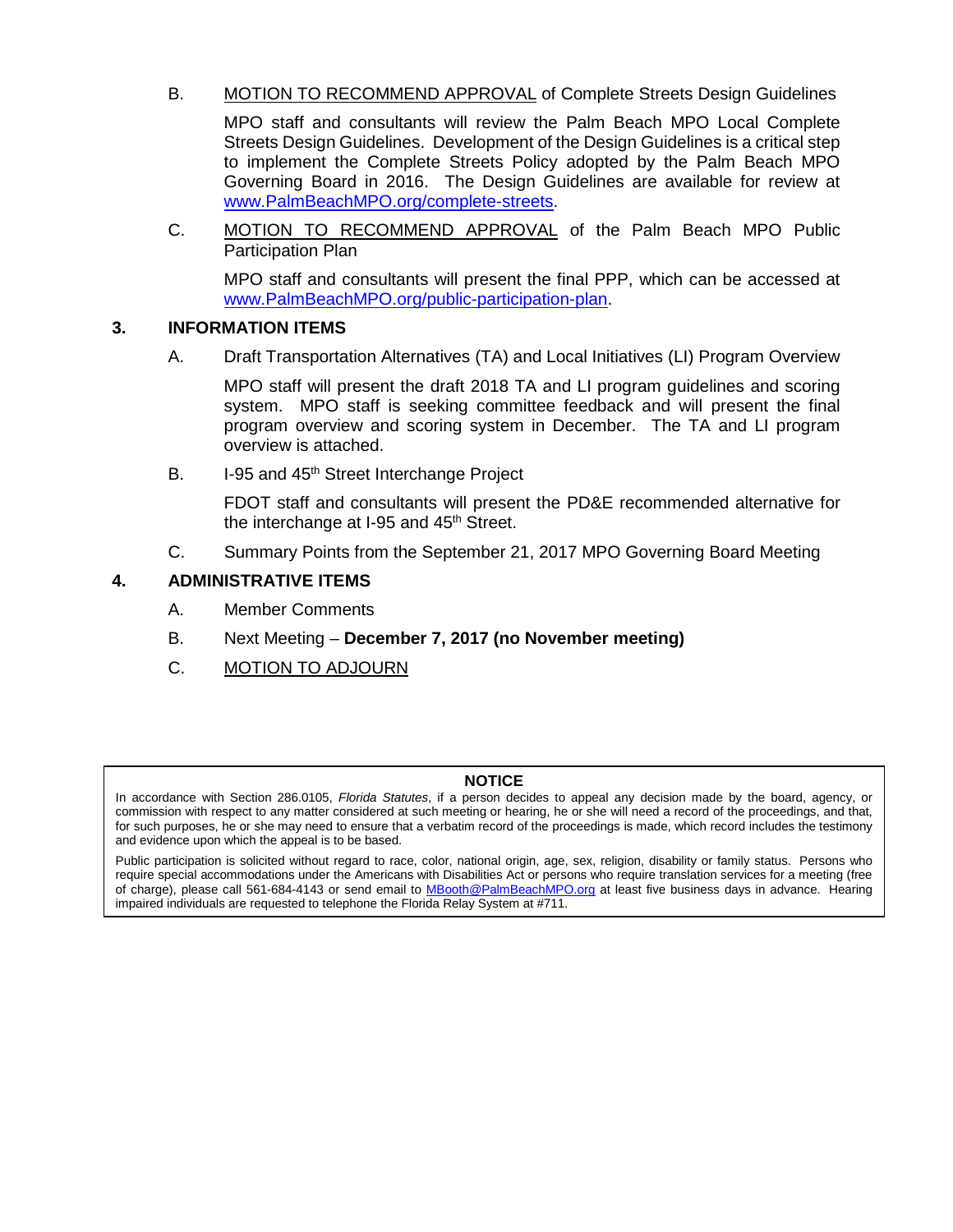B. <u>MOTION TO RECOMMEND APPROVAL</u> of Complete Streets Design Guidelines

MPO staff and consultants will review the Palm Beach MPO Local Complete Streets Design Guidelines. Development of the Design Guidelines is a critical step to implement the Complete Streets Policy adopted by the Palm Beach MPO Governing Board in 2016. The Design Guidelines are available for review at www.PalmBeachMPO.org/complete-streets.

C. <u>MOTION TO RECOMMEND APPROVAL</u> of the Palm Beach MPO Public Participation Plan

MPO staff and consultants will present the final PPP, which can be accessed at www.PalmBeachMPO.org/public-participation-plan.

**3. INFORMATION ITEMS**

A. Draft Transportation Alternatives (TA) and Local Initiatives (LI) Program Overview

MPO staff will present the draft 2018 TA and LI program guidelines and scoring system. MPO staff is seeking committee feedback and will present the final program overview and scoring system in December. The TA and LI program overview is attached.

B. I-95 and 45th Street Interchange Project

FDOT staff and consultants will present the PD&E recommended alternative for the interchange at I-95 and 45th Street.

C. Summary Points from the September 21, 2017 MPO Governing Board Meeting

**4. ADMINISTRATIVE ITEMS**

A. Member Comments

B. Next Meeting – **December 7, 2017 (no November meeting)**

C. <u>MOTION TO ADJOURN</u>

**NOTICE**

In accordance with Section 286.0105, *Florida Statutes*, if a person decides to appeal any decision made by the board, agency, or commission with respect to any matter considered at such meeting or hearing, he or she will need a record of the proceedings, and that, for such purposes, he or she may need to ensure that a verbatim record of the proceedings is made, which record includes the testimony and evidence upon which the appeal is to be based.

Public participation is solicited without regard to race, color, national origin, age, sex, religion, disability or family status. Persons who require special accommodations under the Americans with Disabilities Act or persons who require translation services for a meeting (free of charge), please call 561-684-4143 or send email to MBooth@PalmBeachMPO.org at least five business days in advance. Hearing impaired individuals are requested to telephone the Florida Relay System at #711.